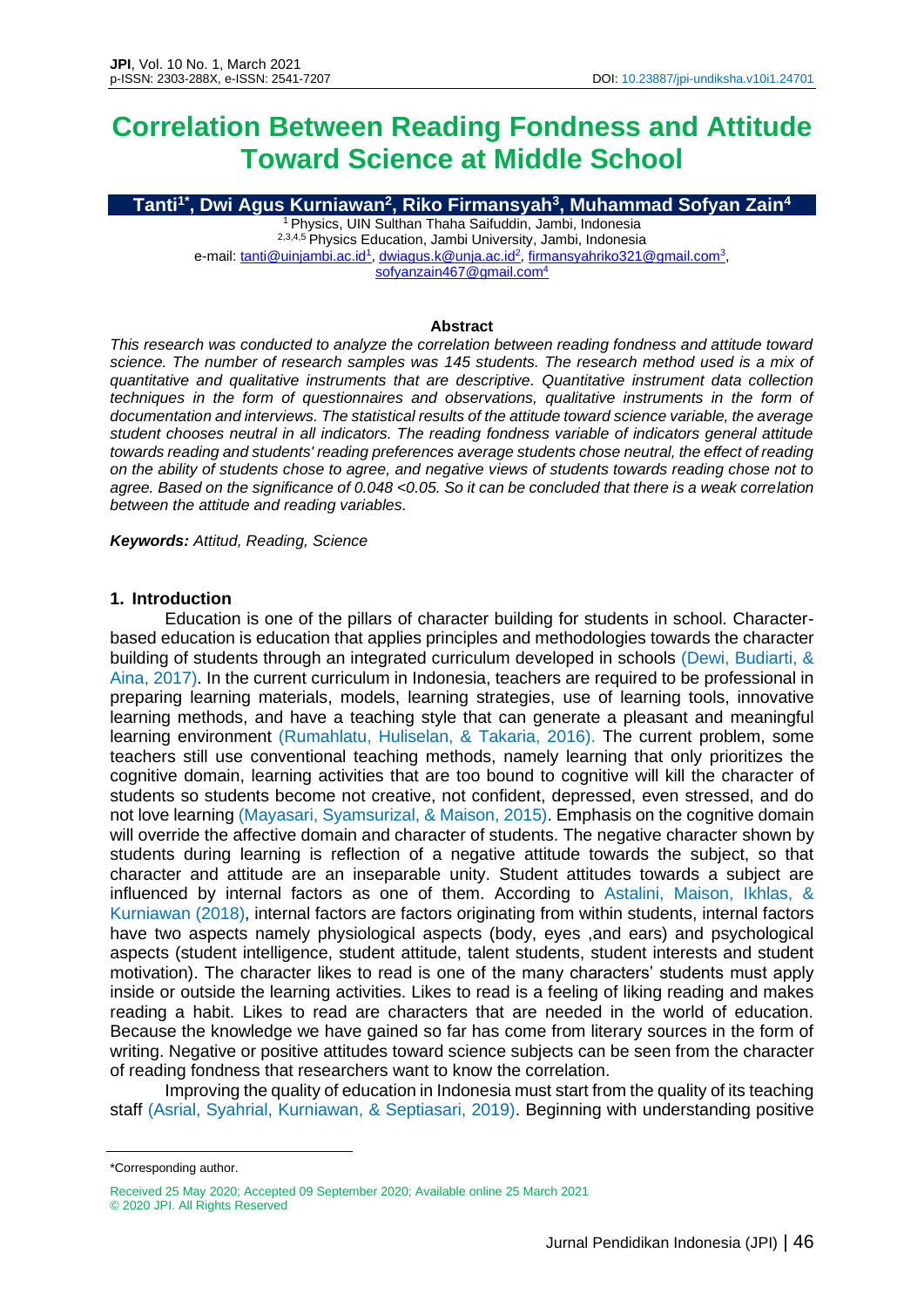# Correlation Between Reading Fondness and Attitude Toward Science at Middle School

**Tanti[1*], Dwi Agus Kurniawan[2], Riko Firmansyah[3], Muhammad Sofyan Zain[4]**

[1] Physics, UIN Sulthan Thaha Saifuddin, Jambi, Indonesia
[2,3,4,5] Physics Education, Jambi University, Jambi, Indonesia
e-mail: tanti@uinjambi.ac.id[1], dwiagus.k@unja.ac.id[2], firmansyahriko321@gmail.com[3], sofyanzain467@gmail.com[4]

**Abstract**

*This research was conducted to analyze the correlation between reading fondness and attitude toward science. The number of research samples was 145 students. The research method used is a mix of quantitative and qualitative instruments that are descriptive. Quantitative instrument data collection techniques in the form of questionnaires and observations, qualitative instruments in the form of documentation and interviews. The statistical results of the attitude toward science variable, the average student chooses neutral in all indicators. The reading fondness variable of indicators general attitude towards reading and students' reading preferences average students chose neutral, the effect of reading on the ability of students chose to agree, and negative views of students towards reading chose not to agree. Based on the significance of 0.048 <0.05. So it can be concluded that there is a weak correlation between the attitude and reading variables.*

***Keywords:*** *Attitud, Reading, Science*

## 1. Introduction

Education is one of the pillars of character building for students in school. Character-based education is education that applies principles and methodologies towards the character building of students through an integrated curriculum developed in schools (Dewi, Budiarti, & Aina, 2017). In the current curriculum in Indonesia, teachers are required to be professional in preparing learning materials, models, learning strategies, use of learning tools, innovative learning methods, and have a teaching style that can generate a pleasant and meaningful learning environment (Rumahlatu, Huliselan, & Takaria, 2016). The current problem, some teachers still use conventional teaching methods, namely learning that only prioritizes the cognitive domain, learning activities that are too bound to cognitive will kill the character of students so students become not creative, not confident, depressed, even stressed, and do not love learning (Mayasari, Syamsurizal, & Maison, 2015). Emphasis on the cognitive domain will override the affective domain and character of students. The negative character shown by students during learning is reflection of a negative attitude towards the subject, so that character and attitude are an inseparable unity. Student attitudes towards a subject are influenced by internal factors as one of them. According to Astalini, Maison, Ikhlas, & Kurniawan (2018), internal factors are factors originating from within students, internal factors have two aspects namely physiological aspects (body, eyes ,and ears) and psychological aspects (student intelligence, student attitude, talent students, student interests and student motivation). The character likes to read is one of the many characters' students must apply inside or outside the learning activities. Likes to read is a feeling of liking reading and makes reading a habit. Likes to read are characters that are needed in the world of education. Because the knowledge we have gained so far has come from literary sources in the form of writing. Negative or positive attitudes toward science subjects can be seen from the character of reading fondness that researchers want to know the correlation.

Improving the quality of education in Indonesia must start from the quality of its teaching staff (Asrial, Syahrial, Kurniawan, & Septiasari, 2019). Beginning with understanding positive

\*Corresponding author.

Received 25 May 2020; Accepted 09 September 2020; Available online 25 March 2021
© 2020 JPI. All Rights Reserved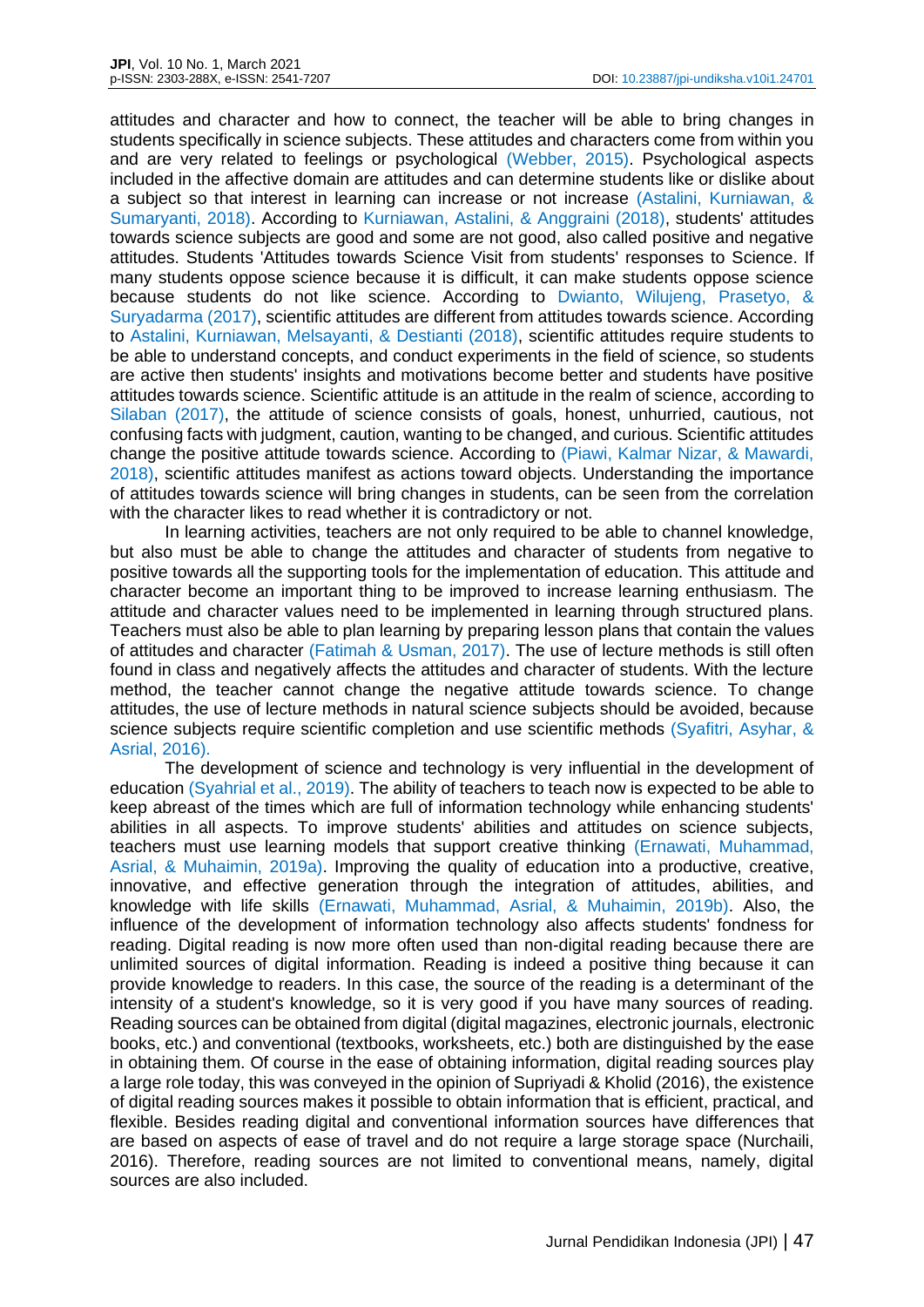attitudes and character and how to connect, the teacher will be able to bring changes in students specifically in science subjects. These attitudes and characters come from within you and are very related to feelings or psychological (Webber, 2015). Psychological aspects included in the affective domain are attitudes and can determine students like or dislike about a subject so that interest in learning can increase or not increase (Astalini, Kurniawan, & Sumaryanti, 2018). According to Kurniawan, Astalini, & Anggraini (2018), students' attitudes towards science subjects are good and some are not good, also called positive and negative attitudes. Students 'Attitudes towards Science Visit from students' responses to Science. If many students oppose science because it is difficult, it can make students oppose science because students do not like science. According to Dwianto, Wilujeng, Prasetyo, & Suryadarma (2017), scientific attitudes are different from attitudes towards science. According to Astalini, Kurniawan, Melsayanti, & Destianti (2018), scientific attitudes require students to be able to understand concepts, and conduct experiments in the field of science, so students are active then students' insights and motivations become better and students have positive attitudes towards science. Scientific attitude is an attitude in the realm of science, according to Silaban (2017), the attitude of science consists of goals, honest, unhurried, cautious, not confusing facts with judgment, caution, wanting to be changed, and curious. Scientific attitudes change the positive attitude towards science. According to (Piawi, Kalmar Nizar, & Mawardi, 2018), scientific attitudes manifest as actions toward objects. Understanding the importance of attitudes towards science will bring changes in students, can be seen from the correlation with the character likes to read whether it is contradictory or not.

In learning activities, teachers are not only required to be able to channel knowledge, but also must be able to change the attitudes and character of students from negative to positive towards all the supporting tools for the implementation of education. This attitude and character become an important thing to be improved to increase learning enthusiasm. The attitude and character values need to be implemented in learning through structured plans. Teachers must also be able to plan learning by preparing lesson plans that contain the values of attitudes and character (Fatimah & Usman, 2017). The use of lecture methods is still often found in class and negatively affects the attitudes and character of students. With the lecture method, the teacher cannot change the negative attitude towards science. To change attitudes, the use of lecture methods in natural science subjects should be avoided, because science subjects require scientific completion and use scientific methods (Syafitri, Asyhar, & Asrial, 2016).

The development of science and technology is very influential in the development of education (Syahrial et al., 2019). The ability of teachers to teach now is expected to be able to keep abreast of the times which are full of information technology while enhancing students' abilities in all aspects. To improve students' abilities and attitudes on science subjects, teachers must use learning models that support creative thinking (Ernawati, Muhammad, Asrial, & Muhaimin, 2019a). Improving the quality of education into a productive, creative, innovative, and effective generation through the integration of attitudes, abilities, and knowledge with life skills (Ernawati, Muhammad, Asrial, & Muhaimin, 2019b). Also, the influence of the development of information technology also affects students' fondness for reading. Digital reading is now more often used than non-digital reading because there are unlimited sources of digital information. Reading is indeed a positive thing because it can provide knowledge to readers. In this case, the source of the reading is a determinant of the intensity of a student's knowledge, so it is very good if you have many sources of reading. Reading sources can be obtained from digital (digital magazines, electronic journals, electronic books, etc.) and conventional (textbooks, worksheets, etc.) both are distinguished by the ease in obtaining them. Of course in the ease of obtaining information, digital reading sources play a large role today, this was conveyed in the opinion of Supriyadi & Kholid (2016), the existence of digital reading sources makes it possible to obtain information that is efficient, practical, and flexible. Besides reading digital and conventional information sources have differences that are based on aspects of ease of travel and do not require a large storage space (Nurchaili, 2016). Therefore, reading sources are not limited to conventional means, namely, digital sources are also included.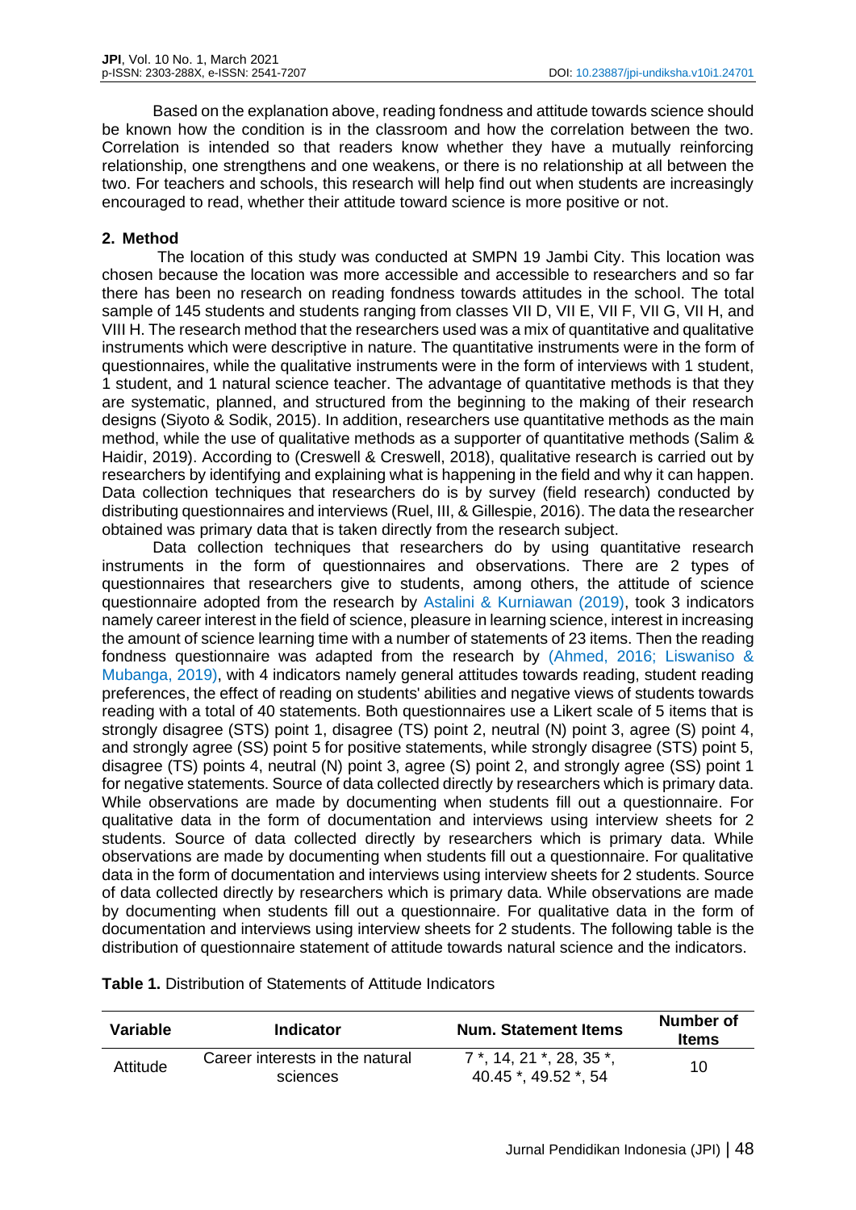Based on the explanation above, reading fondness and attitude towards science should be known how the condition is in the classroom and how the correlation between the two. Correlation is intended so that readers know whether they have a mutually reinforcing relationship, one strengthens and one weakens, or there is no relationship at all between the two. For teachers and schools, this research will help find out when students are increasingly encouraged to read, whether their attitude toward science is more positive or not.

## 2. Method

The location of this study was conducted at SMPN 19 Jambi City. This location was chosen because the location was more accessible and accessible to researchers and so far there has been no research on reading fondness towards attitudes in the school. The total sample of 145 students and students ranging from classes VII D, VII E, VII F, VII G, VII H, and VIII H. The research method that the researchers used was a mix of quantitative and qualitative instruments which were descriptive in nature. The quantitative instruments were in the form of questionnaires, while the qualitative instruments were in the form of interviews with 1 student, 1 student, and 1 natural science teacher. The advantage of quantitative methods is that they are systematic, planned, and structured from the beginning to the making of their research designs (Siyoto & Sodik, 2015). In addition, researchers use quantitative methods as the main method, while the use of qualitative methods as a supporter of quantitative methods (Salim & Haidir, 2019). According to (Creswell & Creswell, 2018), qualitative research is carried out by researchers by identifying and explaining what is happening in the field and why it can happen. Data collection techniques that researchers do is by survey (field research) conducted by distributing questionnaires and interviews (Ruel, III, & Gillespie, 2016). The data the researcher obtained was primary data that is taken directly from the research subject.

Data collection techniques that researchers do by using quantitative research instruments in the form of questionnaires and observations. There are 2 types of questionnaires that researchers give to students, among others, the attitude of science questionnaire adopted from the research by Astalini & Kurniawan (2019), took 3 indicators namely career interest in the field of science, pleasure in learning science, interest in increasing the amount of science learning time with a number of statements of 23 items. Then the reading fondness questionnaire was adapted from the research by (Ahmed, 2016; Liswaniso & Mubanga, 2019), with 4 indicators namely general attitudes towards reading, student reading preferences, the effect of reading on students' abilities and negative views of students towards reading with a total of 40 statements. Both questionnaires use a Likert scale of 5 items that is strongly disagree (STS) point 1, disagree (TS) point 2, neutral (N) point 3, agree (S) point 4, and strongly agree (SS) point 5 for positive statements, while strongly disagree (STS) point 5, disagree (TS) points 4, neutral (N) point 3, agree (S) point 2, and strongly agree (SS) point 1 for negative statements. Source of data collected directly by researchers which is primary data. While observations are made by documenting when students fill out a questionnaire. For qualitative data in the form of documentation and interviews using interview sheets for 2 students. Source of data collected directly by researchers which is primary data. While observations are made by documenting when students fill out a questionnaire. For qualitative data in the form of documentation and interviews using interview sheets for 2 students. Source of data collected directly by researchers which is primary data. While observations are made by documenting when students fill out a questionnaire. For qualitative data in the form of documentation and interviews using interview sheets for 2 students. The following table is the distribution of questionnaire statement of attitude towards natural science and the indicators.

**Table 1.** Distribution of Statements of Attitude Indicators

| Variable | Indicator | Num. Statement Items | Number of Items |
|---|---|---|---|
| Attitude | Career interests in the natural sciences | 7 *, 14, 21 *, 28, 35 *, 40.45 *, 49.52 *, 54 | 10 |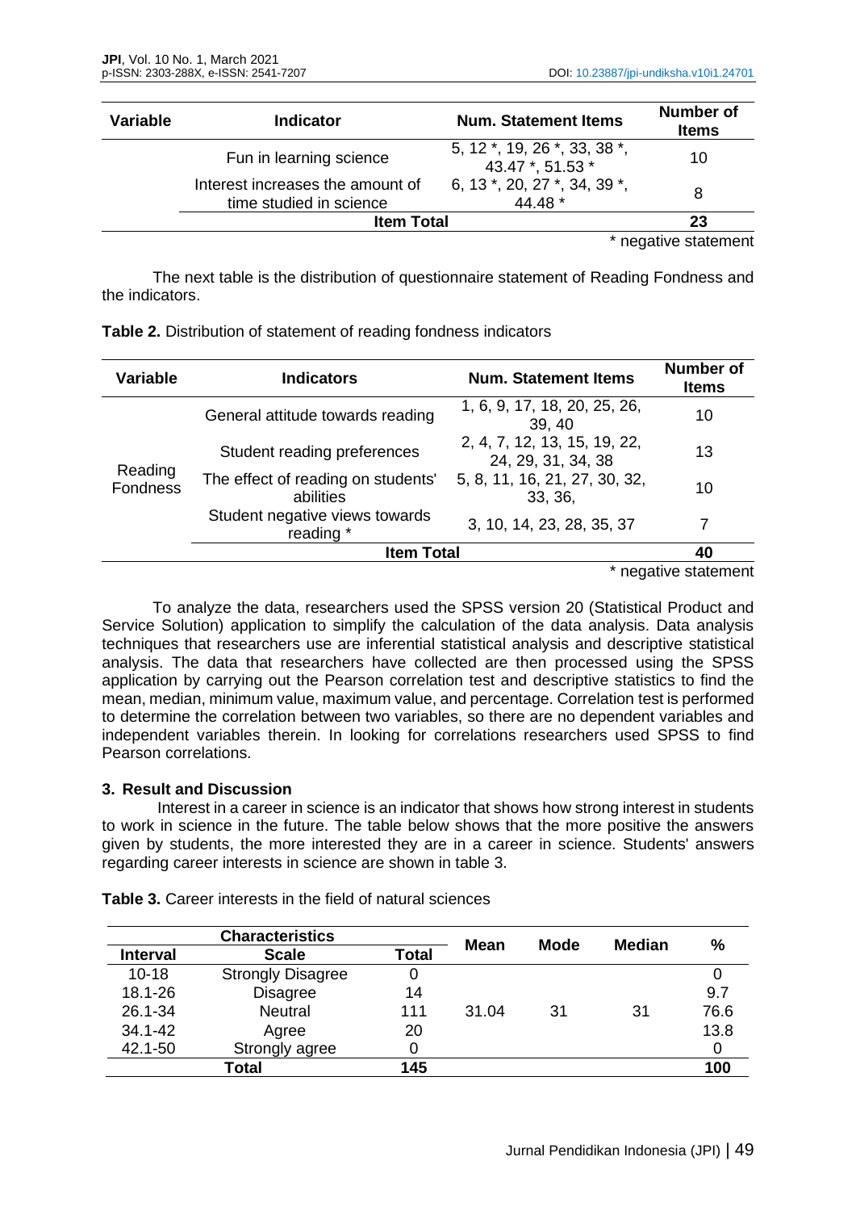| Variable | Indicator | Num. Statement Items | Number of Items |
|---|---|---|---|
| | Fun in learning science | 5, 12 *, 19, 26 *, 33, 38 *, 43.47 *, 51.53 * | 10 |
| | Interest increases the amount of time studied in science | 6, 13 *, 20, 27 *, 34, 39 *, 44.48 * | 8 |
| | **Item Total** | | **23** |

\* negative statement

The next table is the distribution of questionnaire statement of Reading Fondness and the indicators.

**Table 2.** Distribution of statement of reading fondness indicators

| Variable | Indicators | Num. Statement Items | Number of Items |
|---|---|---|---|
| Reading Fondness | General attitude towards reading | 1, 6, 9, 17, 18, 20, 25, 26, 39, 40 | 10 |
| | Student reading preferences | 2, 4, 7, 12, 13, 15, 19, 22, 24, 29, 31, 34, 38 | 13 |
| | The effect of reading on students' abilities | 5, 8, 11, 16, 21, 27, 30, 32, 33, 36, | 10 |
| | Student negative views towards reading * | 3, 10, 14, 23, 28, 35, 37 | 7 |
| | **Item Total** | | **40** |

\* negative statement

To analyze the data, researchers used the SPSS version 20 (Statistical Product and Service Solution) application to simplify the calculation of the data analysis. Data analysis techniques that researchers use are inferential statistical analysis and descriptive statistical analysis. The data that researchers have collected are then processed using the SPSS application by carrying out the Pearson correlation test and descriptive statistics to find the mean, median, minimum value, maximum value, and percentage. Correlation test is performed to determine the correlation between two variables, so there are no dependent variables and independent variables therein. In looking for correlations researchers used SPSS to find Pearson correlations.

## 3. Result and Discussion

Interest in a career in science is an indicator that shows how strong interest in students to work in science in the future. The table below shows that the more positive the answers given by students, the more interested they are in a career in science. Students' answers regarding career interests in science are shown in table 3.

**Table 3.** Career interests in the field of natural sciences

| Characteristics | | | Mean | Mode | Median | % |
|---|---|---|---|---|---|---|
| **Interval** | **Scale** | **Total** | | | | |
| 10-18 | Strongly Disagree | 0 | | | | 0 |
| 18.1-26 | Disagree | 14 | | | | 9.7 |
| 26.1-34 | Neutral | 111 | 31.04 | 31 | 31 | 76.6 |
| 34.1-42 | Agree | 20 | | | | 13.8 |
| 42.1-50 | Strongly agree | 0 | | | | 0 |
| **Total** | | **145** | | | | **100** |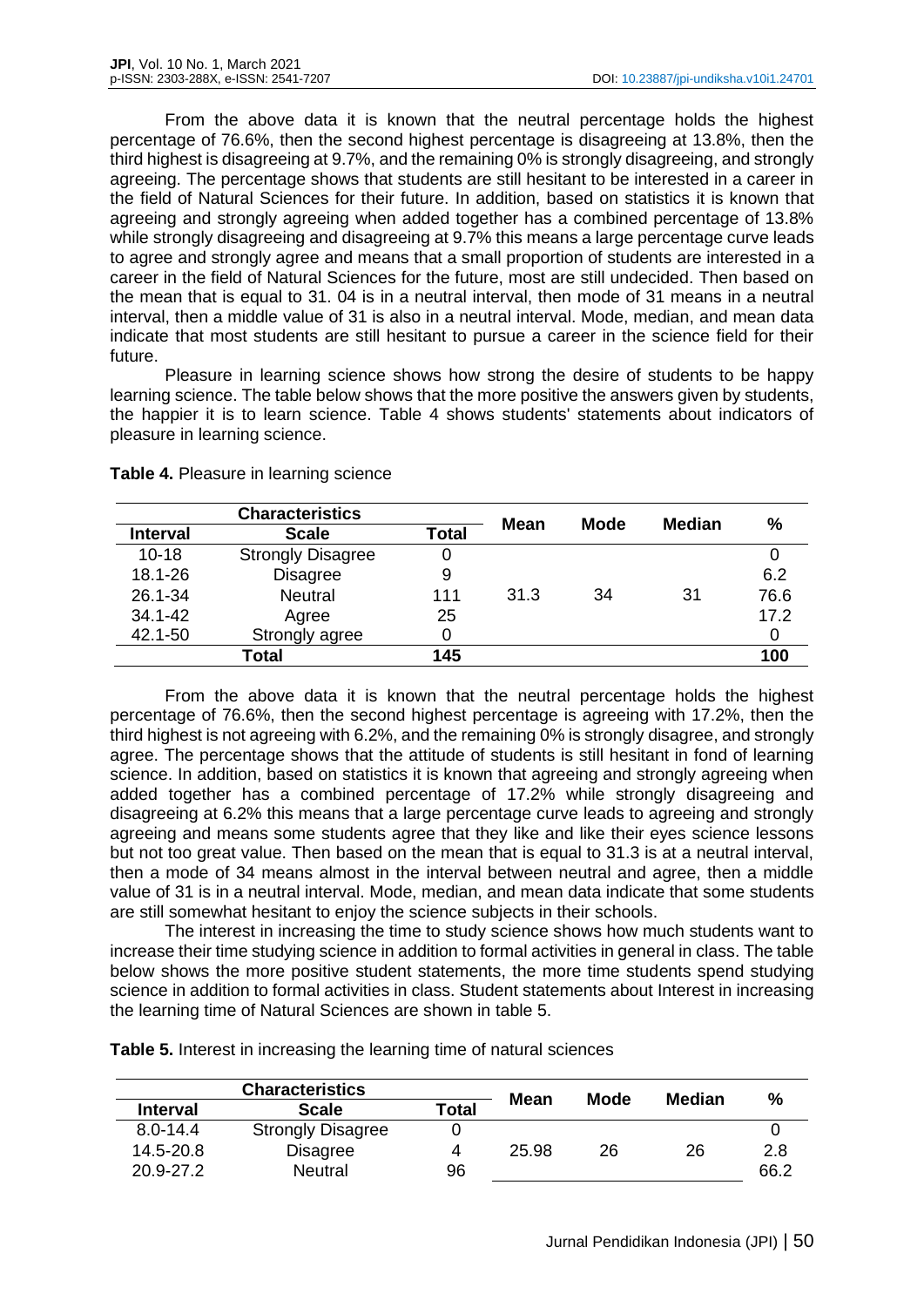From the above data it is known that the neutral percentage holds the highest percentage of 76.6%, then the second highest percentage is disagreeing at 13.8%, then the third highest is disagreeing at 9.7%, and the remaining 0% is strongly disagreeing, and strongly agreeing. The percentage shows that students are still hesitant to be interested in a career in the field of Natural Sciences for their future. In addition, based on statistics it is known that agreeing and strongly agreeing when added together has a combined percentage of 13.8% while strongly disagreeing and disagreeing at 9.7% this means a large percentage curve leads to agree and strongly agree and means that a small proportion of students are interested in a career in the field of Natural Sciences for the future, most are still undecided. Then based on the mean that is equal to 31. 04 is in a neutral interval, then mode of 31 means in a neutral interval, then a middle value of 31 is also in a neutral interval. Mode, median, and mean data indicate that most students are still hesitant to pursue a career in the science field for their future.

Pleasure in learning science shows how strong the desire of students to be happy learning science. The table below shows that the more positive the answers given by students, the happier it is to learn science. Table 4 shows students' statements about indicators of pleasure in learning science.

**Table 4.** Pleasure in learning science

| Characteristics | | | Mean | Mode | Median | % |
|---|---|---|---|---|---|---|
| Interval | Scale | Total | | | | |
| 10-18 | Strongly Disagree | 0 | | | | 0 |
| 18.1-26 | Disagree | 9 | | | | 6.2 |
| 26.1-34 | Neutral | 111 | 31.3 | 34 | 31 | 76.6 |
| 34.1-42 | Agree | 25 | | | | 17.2 |
| 42.1-50 | Strongly agree | 0 | | | | 0 |
| Total | | 145 | | | | 100 |

From the above data it is known that the neutral percentage holds the highest percentage of 76.6%, then the second highest percentage is agreeing with 17.2%, then the third highest is not agreeing with 6.2%, and the remaining 0% is strongly disagree, and strongly agree. The percentage shows that the attitude of students is still hesitant in fond of learning science. In addition, based on statistics it is known that agreeing and strongly agreeing when added together has a combined percentage of 17.2% while strongly disagreeing and disagreeing at 6.2% this means that a large percentage curve leads to agreeing and strongly agreeing and means some students agree that they like and like their eyes science lessons but not too great value. Then based on the mean that is equal to 31.3 is at a neutral interval, then a mode of 34 means almost in the interval between neutral and agree, then a middle value of 31 is in a neutral interval. Mode, median, and mean data indicate that some students are still somewhat hesitant to enjoy the science subjects in their schools.

The interest in increasing the time to study science shows how much students want to increase their time studying science in addition to formal activities in general in class. The table below shows the more positive student statements, the more time students spend studying science in addition to formal activities in class. Student statements about Interest in increasing the learning time of Natural Sciences are shown in table 5.

**Table 5.** Interest in increasing the learning time of natural sciences

| Characteristics | | | Mean | Mode | Median | % |
|---|---|---|---|---|---|---|
| Interval | Scale | Total | | | | |
| 8.0-14.4 | Strongly Disagree | 0 | | | | 0 |
| 14.5-20.8 | Disagree | 4 | 25.98 | 26 | 26 | 2.8 |
| 20.9-27.2 | Neutral | 96 | | | | 66.2 |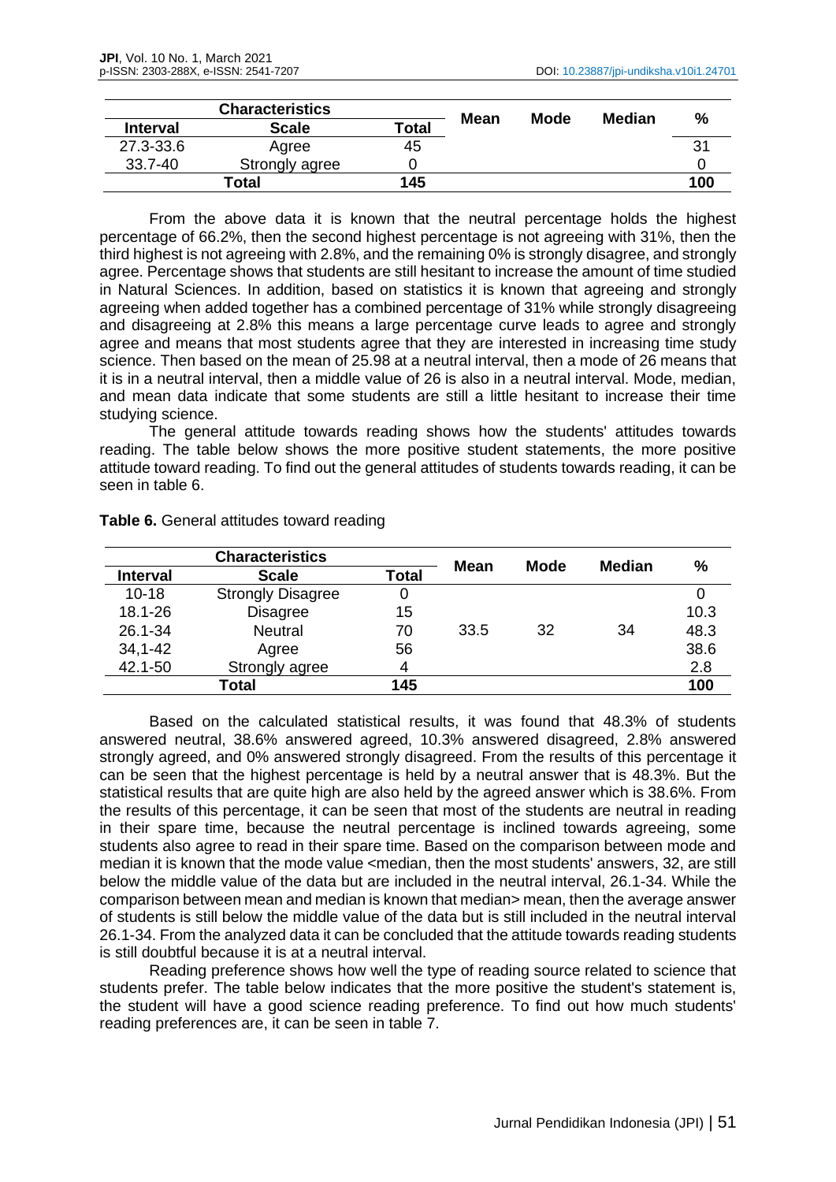| Characteristics | | | Mean | Mode | Median | % |
|---|---|---|---|---|---|---|
| **Interval** | **Scale** | **Total** | | | | |
| 27.3-33.6 | Agree | 45 | | | | 31 |
| 33.7-40 | Strongly agree | 0 | | | | 0 |
| **Total** | | **145** | | | | **100** |

From the above data it is known that the neutral percentage holds the highest percentage of 66.2%, then the second highest percentage is not agreeing with 31%, then the third highest is not agreeing with 2.8%, and the remaining 0% is strongly disagree, and strongly agree. Percentage shows that students are still hesitant to increase the amount of time studied in Natural Sciences. In addition, based on statistics it is known that agreeing and strongly agreeing when added together has a combined percentage of 31% while strongly disagreeing and disagreeing at 2.8% this means a large percentage curve leads to agree and strongly agree and means that most students agree that they are interested in increasing time study science. Then based on the mean of 25.98 at a neutral interval, then a mode of 26 means that it is in a neutral interval, then a middle value of 26 is also in a neutral interval. Mode, median, and mean data indicate that some students are still a little hesitant to increase their time studying science.

The general attitude towards reading shows how the students' attitudes towards reading. The table below shows the more positive student statements, the more positive attitude toward reading. To find out the general attitudes of students towards reading, it can be seen in table 6.

**Table 6.** General attitudes toward reading

| Characteristics | | | Mean | Mode | Median | % |
|---|---|---|---|---|---|---|
| **Interval** | **Scale** | **Total** | | | | |
| 10-18 | Strongly Disagree | 0 | | | | 0 |
| 18.1-26 | Disagree | 15 | | | | 10.3 |
| 26.1-34 | Neutral | 70 | 33.5 | 32 | 34 | 48.3 |
| 34,1-42 | Agree | 56 | | | | 38.6 |
| 42.1-50 | Strongly agree | 4 | | | | 2.8 |
| **Total** | | **145** | | | | **100** |

Based on the calculated statistical results, it was found that 48.3% of students answered neutral, 38.6% answered agreed, 10.3% answered disagreed, 2.8% answered strongly agreed, and 0% answered strongly disagreed. From the results of this percentage it can be seen that the highest percentage is held by a neutral answer that is 48.3%. But the statistical results that are quite high are also held by the agreed answer which is 38.6%. From the results of this percentage, it can be seen that most of the students are neutral in reading in their spare time, because the neutral percentage is inclined towards agreeing, some students also agree to read in their spare time. Based on the comparison between mode and median it is known that the mode value <median, then the most students' answers, 32, are still below the middle value of the data but are included in the neutral interval, 26.1-34. While the comparison between mean and median is known that median> mean, then the average answer of students is still below the middle value of the data but is still included in the neutral interval 26.1-34. From the analyzed data it can be concluded that the attitude towards reading students is still doubtful because it is at a neutral interval.

Reading preference shows how well the type of reading source related to science that students prefer. The table below indicates that the more positive the student's statement is, the student will have a good science reading preference. To find out how much students' reading preferences are, it can be seen in table 7.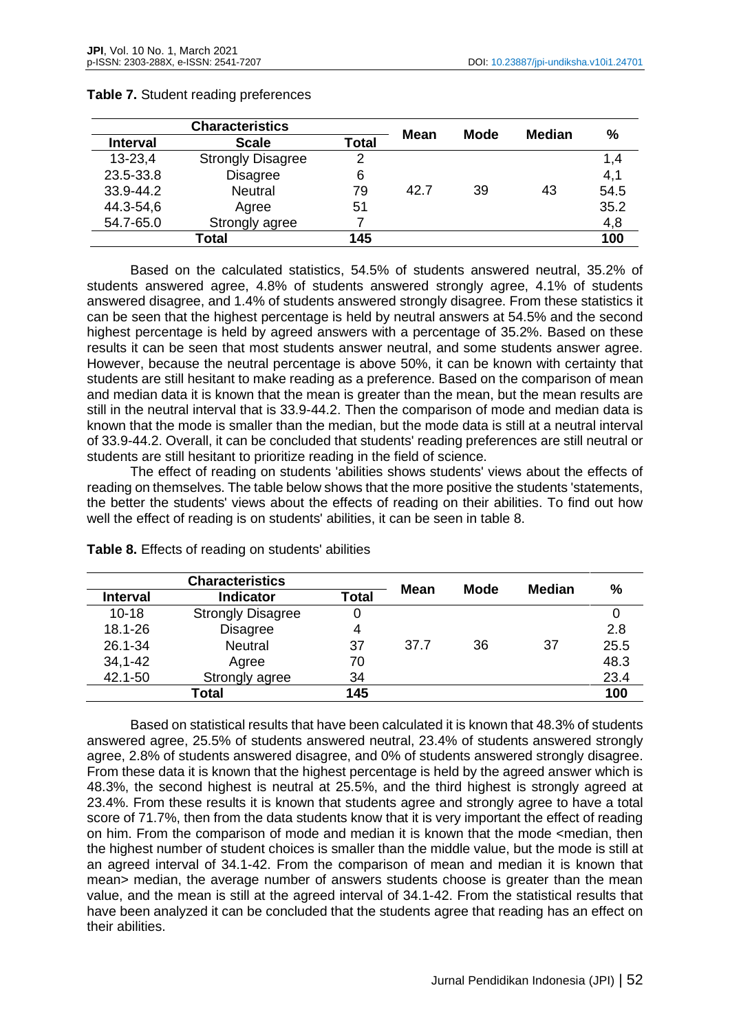**Table 7.** Student reading preferences

| Characteristics | | | Mean | Mode | Median | % |
|---|---|---|---|---|---|---|
| **Interval** | **Scale** | **Total** | | | | |
| 13-23,4 | Strongly Disagree | 2 | | | | 1,4 |
| 23.5-33.8 | Disagree | 6 | | | | 4,1 |
| 33.9-44.2 | Neutral | 79 | 42.7 | 39 | 43 | 54.5 |
| 44.3-54,6 | Agree | 51 | | | | 35.2 |
| 54.7-65.0 | Strongly agree | 7 | | | | 4,8 |
| **Total** | | **145** | | | | **100** |

Based on the calculated statistics, 54.5% of students answered neutral, 35.2% of students answered agree, 4.8% of students answered strongly agree, 4.1% of students answered disagree, and 1.4% of students answered strongly disagree. From these statistics it can be seen that the highest percentage is held by neutral answers at 54.5% and the second highest percentage is held by agreed answers with a percentage of 35.2%. Based on these results it can be seen that most students answer neutral, and some students answer agree. However, because the neutral percentage is above 50%, it can be known with certainty that students are still hesitant to make reading as a preference. Based on the comparison of mean and median data it is known that the mean is greater than the mean, but the mean results are still in the neutral interval that is 33.9-44.2. Then the comparison of mode and median data is known that the mode is smaller than the median, but the mode data is still at a neutral interval of 33.9-44.2. Overall, it can be concluded that students' reading preferences are still neutral or students are still hesitant to prioritize reading in the field of science.

The effect of reading on students 'abilities shows students' views about the effects of reading on themselves. The table below shows that the more positive the students 'statements, the better the students' views about the effects of reading on their abilities. To find out how well the effect of reading is on students' abilities, it can be seen in table 8.

**Table 8.** Effects of reading on students' abilities

| Characteristics | | | Mean | Mode | Median | % |
|---|---|---|---|---|---|---|
| **Interval** | **Indicator** | **Total** | | | | |
| 10-18 | Strongly Disagree | 0 | | | | 0 |
| 18.1-26 | Disagree | 4 | | | | 2.8 |
| 26.1-34 | Neutral | 37 | 37.7 | 36 | 37 | 25.5 |
| 34,1-42 | Agree | 70 | | | | 48.3 |
| 42.1-50 | Strongly agree | 34 | | | | 23.4 |
| **Total** | | **145** | | | | **100** |

Based on statistical results that have been calculated it is known that 48.3% of students answered agree, 25.5% of students answered neutral, 23.4% of students answered strongly agree, 2.8% of students answered disagree, and 0% of students answered strongly disagree. From these data it is known that the highest percentage is held by the agreed answer which is 48.3%, the second highest is neutral at 25.5%, and the third highest is strongly agreed at 23.4%. From these results it is known that students agree and strongly agree to have a total score of 71.7%, then from the data students know that it is very important the effect of reading on him. From the comparison of mode and median it is known that the mode <median, then the highest number of student choices is smaller than the middle value, but the mode is still at an agreed interval of 34.1-42. From the comparison of mean and median it is known that mean> median, the average number of answers students choose is greater than the mean value, and the mean is still at the agreed interval of 34.1-42. From the statistical results that have been analyzed it can be concluded that the students agree that reading has an effect on their abilities.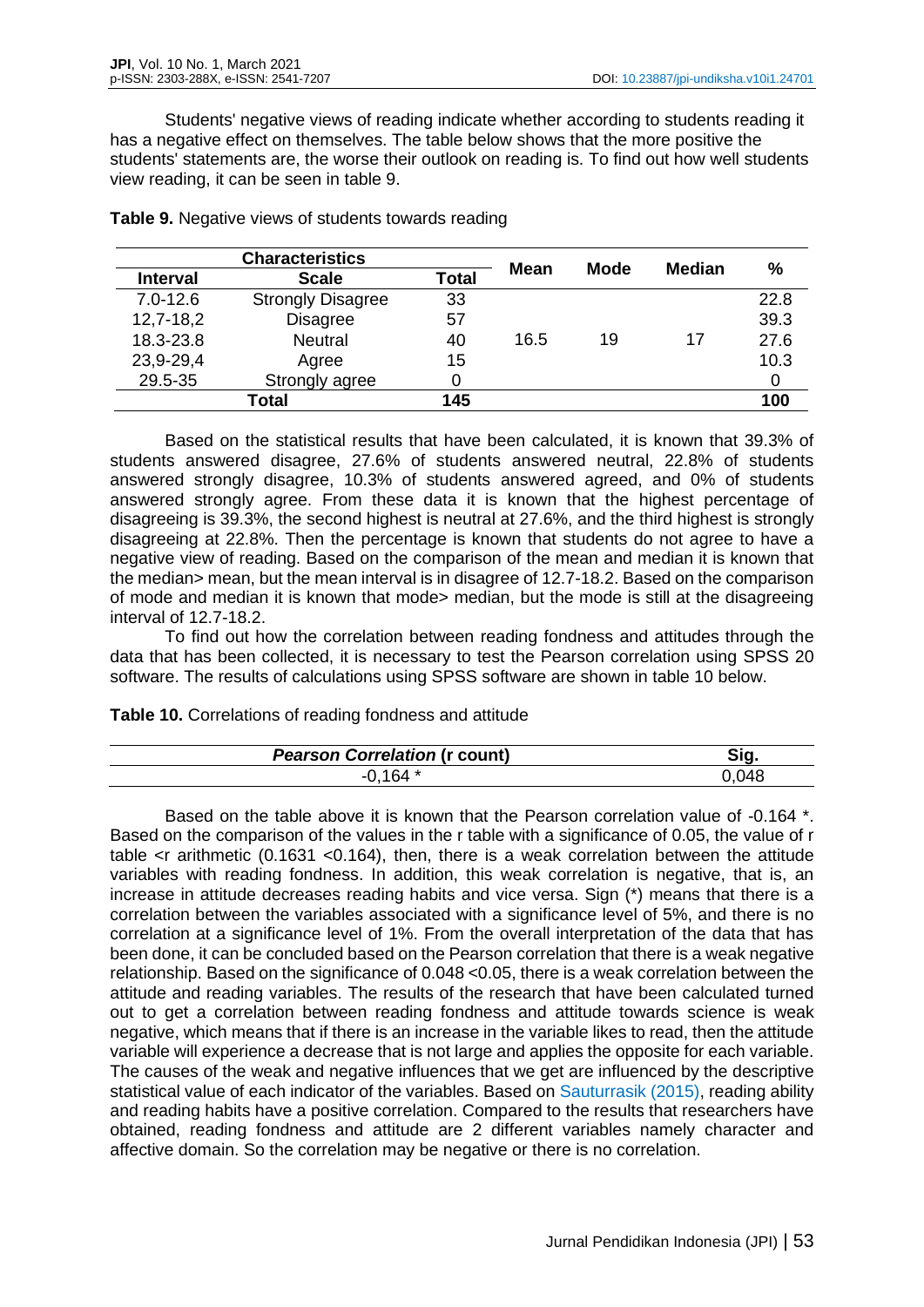Students' negative views of reading indicate whether according to students reading it has a negative effect on themselves. The table below shows that the more positive the students' statements are, the worse their outlook on reading is. To find out how well students view reading, it can be seen in table 9.

**Table 9.** Negative views of students towards reading

| Characteristics | | | Mean | Mode | Median | % |
|---|---|---|---|---|---|---|
| **Interval** | **Scale** | **Total** | | | | |
| 7.0-12.6 | Strongly Disagree | 33 | | | | 22.8 |
| 12,7-18,2 | Disagree | 57 | | | | 39.3 |
| 18.3-23.8 | Neutral | 40 | 16.5 | 19 | 17 | 27.6 |
| 23,9-29,4 | Agree | 15 | | | | 10.3 |
| 29.5-35 | Strongly agree | 0 | | | | 0 |
| **Total** | | **145** | | | | **100** |

Based on the statistical results that have been calculated, it is known that 39.3% of students answered disagree, 27.6% of students answered neutral, 22.8% of students answered strongly disagree, 10.3% of students answered agreed, and 0% of students answered strongly agree. From these data it is known that the highest percentage of disagreeing is 39.3%, the second highest is neutral at 27.6%, and the third highest is strongly disagreeing at 22.8%. Then the percentage is known that students do not agree to have a negative view of reading. Based on the comparison of the mean and median it is known that the median> mean, but the mean interval is in disagree of 12.7-18.2. Based on the comparison of mode and median it is known that mode> median, but the mode is still at the disagreeing interval of 12.7-18.2.

To find out how the correlation between reading fondness and attitudes through the data that has been collected, it is necessary to test the Pearson correlation using SPSS 20 software. The results of calculations using SPSS software are shown in table 10 below.

**Table 10.** Correlations of reading fondness and attitude

| ***Pearson Correlation* (r count)** | **Sig.** |
|---|---|
| -0,164 * | 0,048 |

Based on the table above it is known that the Pearson correlation value of -0.164 *. Based on the comparison of the values in the r table with a significance of 0.05, the value of r table <r arithmetic (0.1631 <0.164), then, there is a weak correlation between the attitude variables with reading fondness. In addition, this weak correlation is negative, that is, an increase in attitude decreases reading habits and vice versa. Sign (*) means that there is a correlation between the variables associated with a significance level of 5%, and there is no correlation at a significance level of 1%. From the overall interpretation of the data that has been done, it can be concluded based on the Pearson correlation that there is a weak negative relationship. Based on the significance of 0.048 <0.05, there is a weak correlation between the attitude and reading variables. The results of the research that have been calculated turned out to get a correlation between reading fondness and attitude towards science is weak negative, which means that if there is an increase in the variable likes to read, then the attitude variable will experience a decrease that is not large and applies the opposite for each variable. The causes of the weak and negative influences that we get are influenced by the descriptive statistical value of each indicator of the variables. Based on Sauturrasik (2015), reading ability and reading habits have a positive correlation. Compared to the results that researchers have obtained, reading fondness and attitude are 2 different variables namely character and affective domain. So the correlation may be negative or there is no correlation.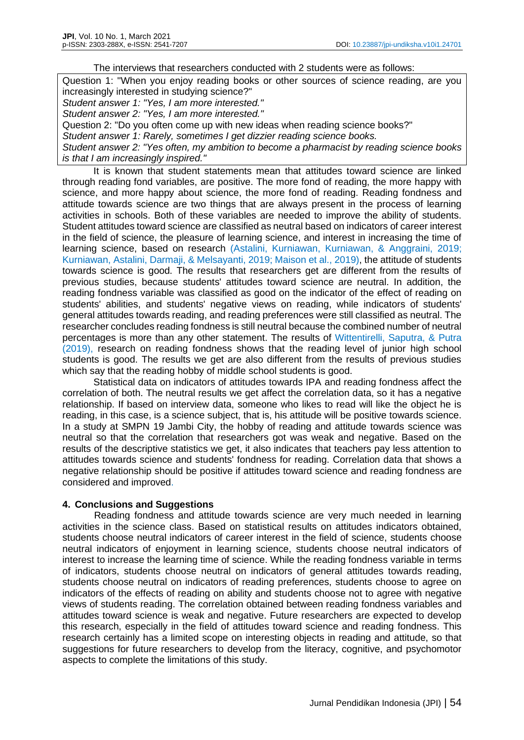The interviews that researchers conducted with 2 students were as follows:

Question 1: "When you enjoy reading books or other sources of science reading, are you increasingly interested in studying science?"

*Student answer 1: "Yes, I am more interested."*

*Student answer 2: "Yes, I am more interested."*

Question 2: "Do you often come up with new ideas when reading science books?"

*Student answer 1: Rarely, sometimes I get dizzier reading science books.*

*Student answer 2: "Yes often, my ambition to become a pharmacist by reading science books is that I am increasingly inspired."*

It is known that student statements mean that attitudes toward science are linked through reading fond variables, are positive. The more fond of reading, the more happy with science, and more happy about science, the more fond of reading. Reading fondness and attitude towards science are two things that are always present in the process of learning activities in schools. Both of these variables are needed to improve the ability of students. Student attitudes toward science are classified as neutral based on indicators of career interest in the field of science, the pleasure of learning science, and interest in increasing the time of learning science, based on research (Astalini, Kurniawan, Kurniawan, & Anggraini, 2019; Kurniawan, Astalini, Darmaji, & Melsayanti, 2019; Maison et al., 2019), the attitude of students towards science is good. The results that researchers get are different from the results of previous studies, because students' attitudes toward science are neutral. In addition, the reading fondness variable was classified as good on the indicator of the effect of reading on students' abilities, and students' negative views on reading, while indicators of students' general attitudes towards reading, and reading preferences were still classified as neutral. The researcher concludes reading fondness is still neutral because the combined number of neutral percentages is more than any other statement. The results of Wittentirelli, Saputra, & Putra (2019), research on reading fondness shows that the reading level of junior high school students is good. The results we get are also different from the results of previous studies which say that the reading hobby of middle school students is good.

Statistical data on indicators of attitudes towards IPA and reading fondness affect the correlation of both. The neutral results we get affect the correlation data, so it has a negative relationship. If based on interview data, someone who likes to read will like the object he is reading, in this case, is a science subject, that is, his attitude will be positive towards science. In a study at SMPN 19 Jambi City, the hobby of reading and attitude towards science was neutral so that the correlation that researchers got was weak and negative. Based on the results of the descriptive statistics we get, it also indicates that teachers pay less attention to attitudes towards science and students' fondness for reading. Correlation data that shows a negative relationship should be positive if attitudes toward science and reading fondness are considered and improved.

## 4. Conclusions and Suggestions

Reading fondness and attitude towards science are very much needed in learning activities in the science class. Based on statistical results on attitudes indicators obtained, students choose neutral indicators of career interest in the field of science, students choose neutral indicators of enjoyment in learning science, students choose neutral indicators of interest to increase the learning time of science. While the reading fondness variable in terms of indicators, students choose neutral on indicators of general attitudes towards reading, students choose neutral on indicators of reading preferences, students choose to agree on indicators of the effects of reading on ability and students choose not to agree with negative views of students reading. The correlation obtained between reading fondness variables and attitudes toward science is weak and negative. Future researchers are expected to develop this research, especially in the field of attitudes toward science and reading fondness. This research certainly has a limited scope on interesting objects in reading and attitude, so that suggestions for future researchers to develop from the literacy, cognitive, and psychomotor aspects to complete the limitations of this study.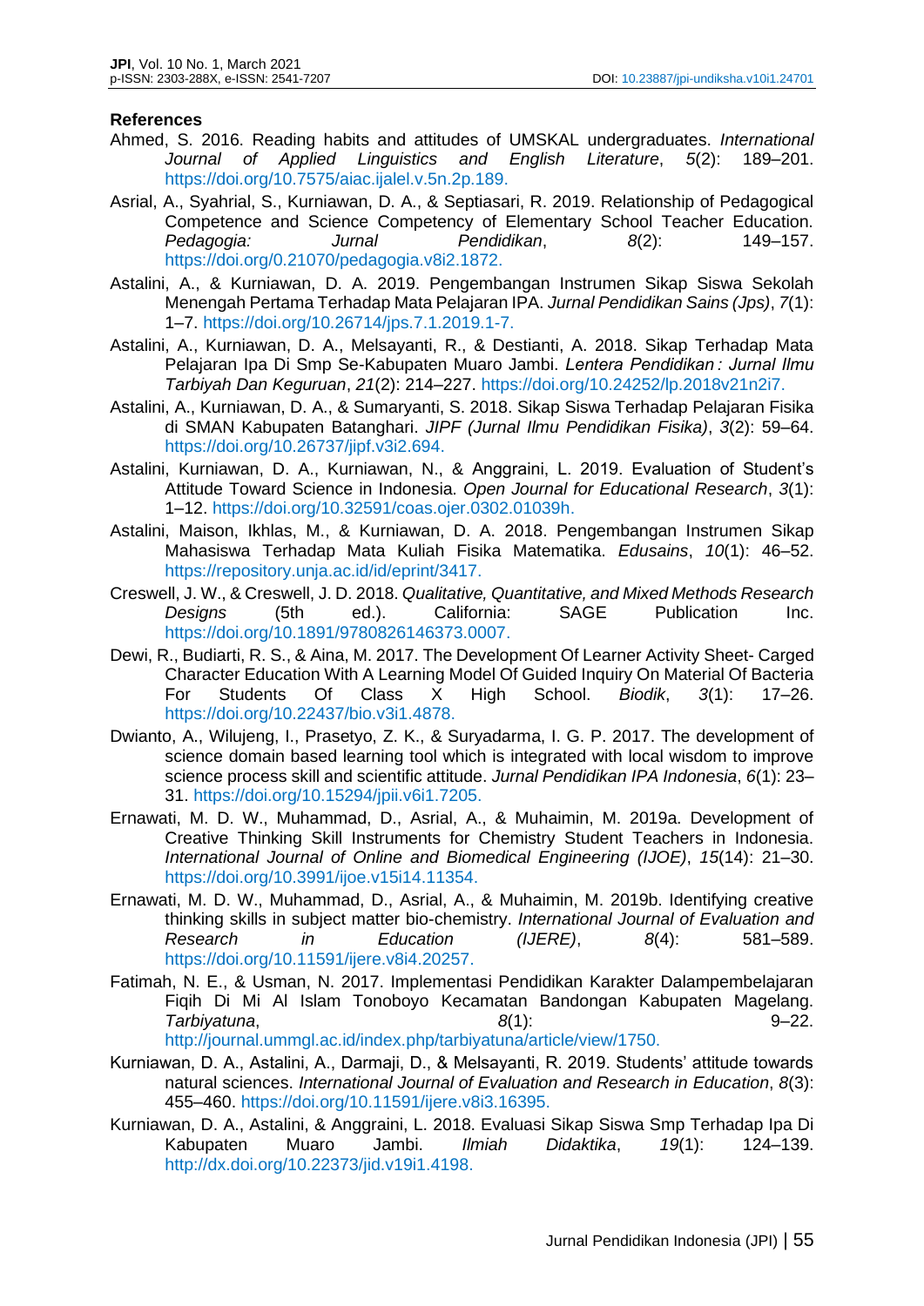## References

Ahmed, S. 2016. Reading habits and attitudes of UMSKAL undergraduates. *International Journal of Applied Linguistics and English Literature*, *5*(2): 189–201. https://doi.org/10.7575/aiac.ijalel.v.5n.2p.189.

Asrial, A., Syahrial, S., Kurniawan, D. A., & Septiasari, R. 2019. Relationship of Pedagogical Competence and Science Competency of Elementary School Teacher Education. *Pedagogia: Jurnal Pendidikan*, *8*(2): 149–157. https://doi.org/0.21070/pedagogia.v8i2.1872.

Astalini, A., & Kurniawan, D. A. 2019. Pengembangan Instrumen Sikap Siswa Sekolah Menengah Pertama Terhadap Mata Pelajaran IPA. *Jurnal Pendidikan Sains (Jps)*, *7*(1): 1–7. https://doi.org/10.26714/jps.7.1.2019.1-7.

Astalini, A., Kurniawan, D. A., Melsayanti, R., & Destianti, A. 2018. Sikap Terhadap Mata Pelajaran Ipa Di Smp Se-Kabupaten Muaro Jambi. *Lentera Pendidikan : Jurnal Ilmu Tarbiyah Dan Keguruan*, *21*(2): 214–227. https://doi.org/10.24252/lp.2018v21n2i7.

Astalini, A., Kurniawan, D. A., & Sumaryanti, S. 2018. Sikap Siswa Terhadap Pelajaran Fisika di SMAN Kabupaten Batanghari. *JIPF (Jurnal Ilmu Pendidikan Fisika)*, *3*(2): 59–64. https://doi.org/10.26737/jipf.v3i2.694.

Astalini, Kurniawan, D. A., Kurniawan, N., & Anggraini, L. 2019. Evaluation of Student's Attitude Toward Science in Indonesia. *Open Journal for Educational Research*, *3*(1): 1–12. https://doi.org/10.32591/coas.ojer.0302.01039h.

Astalini, Maison, Ikhlas, M., & Kurniawan, D. A. 2018. Pengembangan Instrumen Sikap Mahasiswa Terhadap Mata Kuliah Fisika Matematika. *Edusains*, *10*(1): 46–52. https://repository.unja.ac.id/id/eprint/3417.

Creswell, J. W., & Creswell, J. D. 2018. *Qualitative, Quantitative, and Mixed Methods Research Designs* (5th ed.). California: SAGE Publication Inc. https://doi.org/10.1891/9780826146373.0007.

Dewi, R., Budiarti, R. S., & Aina, M. 2017. The Development Of Learner Activity Sheet- Carged Character Education With A Learning Model Of Guided Inquiry On Material Of Bacteria For Students Of Class X High School. *Biodik*, *3*(1): 17–26. https://doi.org/10.22437/bio.v3i1.4878.

Dwianto, A., Wilujeng, I., Prasetyo, Z. K., & Suryadarma, I. G. P. 2017. The development of science domain based learning tool which is integrated with local wisdom to improve science process skill and scientific attitude. *Jurnal Pendidikan IPA Indonesia*, *6*(1): 23–31. https://doi.org/10.15294/jpii.v6i1.7205.

Ernawati, M. D. W., Muhammad, D., Asrial, A., & Muhaimin, M. 2019a. Development of Creative Thinking Skill Instruments for Chemistry Student Teachers in Indonesia. *International Journal of Online and Biomedical Engineering (IJOE)*, *15*(14): 21–30. https://doi.org/10.3991/ijoe.v15i14.11354.

Ernawati, M. D. W., Muhammad, D., Asrial, A., & Muhaimin, M. 2019b. Identifying creative thinking skills in subject matter bio-chemistry. *International Journal of Evaluation and Research in Education (IJERE)*, *8*(4): 581–589. https://doi.org/10.11591/ijere.v8i4.20257.

Fatimah, N. E., & Usman, N. 2017. Implementasi Pendidikan Karakter Dalampembelajaran Fiqih Di Mi Al Islam Tonoboyo Kecamatan Bandongan Kabupaten Magelang. *Tarbiyatuna*, *8*(1): 9–22. http://journal.ummgl.ac.id/index.php/tarbiyatuna/article/view/1750.

Kurniawan, D. A., Astalini, A., Darmaji, D., & Melsayanti, R. 2019. Students' attitude towards natural sciences. *International Journal of Evaluation and Research in Education*, *8*(3): 455–460. https://doi.org/10.11591/ijere.v8i3.16395.

Kurniawan, D. A., Astalini, & Anggraini, L. 2018. Evaluasi Sikap Siswa Smp Terhadap Ipa Di Kabupaten Muaro Jambi. *Ilmiah Didaktika*, *19*(1): 124–139. http://dx.doi.org/10.22373/jid.v19i1.4198.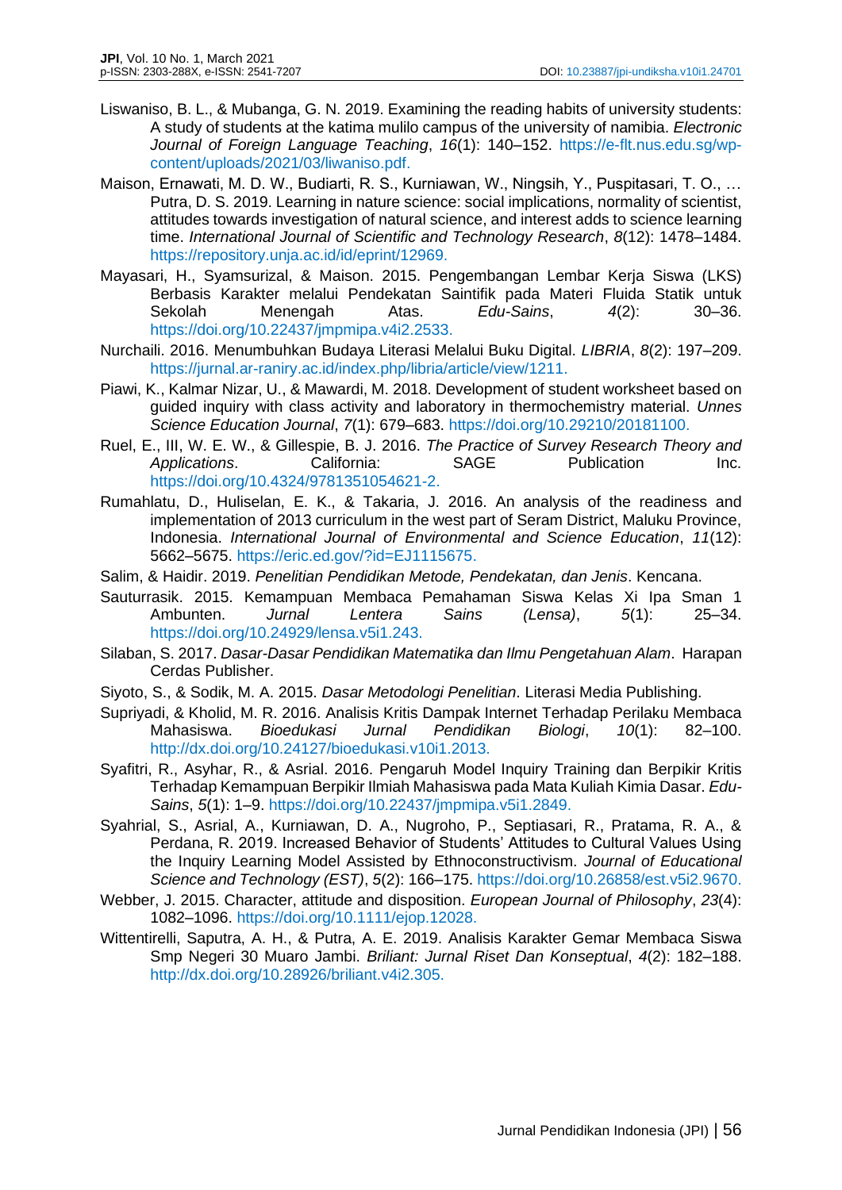Liswaniso, B. L., & Mubanga, G. N. 2019. Examining the reading habits of university students: A study of students at the katima mulilo campus of the university of namibia. *Electronic Journal of Foreign Language Teaching*, *16*(1): 140–152. https://e-flt.nus.edu.sg/wp-content/uploads/2021/03/liwaniso.pdf.

Maison, Ernawati, M. D. W., Budiarti, R. S., Kurniawan, W., Ningsih, Y., Puspitasari, T. O., … Putra, D. S. 2019. Learning in nature science: social implications, normality of scientist, attitudes towards investigation of natural science, and interest adds to science learning time. *International Journal of Scientific and Technology Research*, *8*(12): 1478–1484. https://repository.unja.ac.id/id/eprint/12969.

Mayasari, H., Syamsurizal, & Maison. 2015. Pengembangan Lembar Kerja Siswa (LKS) Berbasis Karakter melalui Pendekatan Saintifik pada Materi Fluida Statik untuk Sekolah Menengah Atas. *Edu-Sains*, *4*(2): 30–36. https://doi.org/10.22437/jmpmipa.v4i2.2533.

Nurchaili. 2016. Menumbuhkan Budaya Literasi Melalui Buku Digital. *LIBRIA*, *8*(2): 197–209. https://jurnal.ar-raniry.ac.id/index.php/libria/article/view/1211.

Piawi, K., Kalmar Nizar, U., & Mawardi, M. 2018. Development of student worksheet based on guided inquiry with class activity and laboratory in thermochemistry material. *Unnes Science Education Journal*, *7*(1): 679–683. https://doi.org/10.29210/20181100.

Ruel, E., III, W. E. W., & Gillespie, B. J. 2016. *The Practice of Survey Research Theory and Applications*. California: SAGE Publication Inc. https://doi.org/10.4324/9781351054621-2.

Rumahlatu, D., Huliselan, E. K., & Takaria, J. 2016. An analysis of the readiness and implementation of 2013 curriculum in the west part of Seram District, Maluku Province, Indonesia. *International Journal of Environmental and Science Education*, *11*(12): 5662–5675. https://eric.ed.gov/?id=EJ1115675.

Salim, & Haidir. 2019. *Penelitian Pendidikan Metode, Pendekatan, dan Jenis*. Kencana.

Sauturrasik. 2015. Kemampuan Membaca Pemahaman Siswa Kelas Xi Ipa Sman 1 Ambunten. *Jurnal Lentera Sains (Lensa)*, *5*(1): 25–34. https://doi.org/10.24929/lensa.v5i1.243.

Silaban, S. 2017. *Dasar-Dasar Pendidikan Matematika dan Ilmu Pengetahuan Alam*. Harapan Cerdas Publisher.

Siyoto, S., & Sodik, M. A. 2015. *Dasar Metodologi Penelitian*. Literasi Media Publishing.

Supriyadi, & Kholid, M. R. 2016. Analisis Kritis Dampak Internet Terhadap Perilaku Membaca Mahasiswa. *Bioedukasi Jurnal Pendidikan Biologi*, *10*(1): 82–100. http://dx.doi.org/10.24127/bioedukasi.v10i1.2013.

Syafitri, R., Asyhar, R., & Asrial. 2016. Pengaruh Model Inquiry Training dan Berpikir Kritis Terhadap Kemampuan Berpikir Ilmiah Mahasiswa pada Mata Kuliah Kimia Dasar. *Edu-Sains*, *5*(1): 1–9. https://doi.org/10.22437/jmpmipa.v5i1.2849.

Syahrial, S., Asrial, A., Kurniawan, D. A., Nugroho, P., Septiasari, R., Pratama, R. A., & Perdana, R. 2019. Increased Behavior of Students' Attitudes to Cultural Values Using the Inquiry Learning Model Assisted by Ethnoconstructivism. *Journal of Educational Science and Technology (EST)*, *5*(2): 166–175. https://doi.org/10.26858/est.v5i2.9670.

Webber, J. 2015. Character, attitude and disposition. *European Journal of Philosophy*, *23*(4): 1082–1096. https://doi.org/10.1111/ejop.12028.

Wittentirelli, Saputra, A. H., & Putra, A. E. 2019. Analisis Karakter Gemar Membaca Siswa Smp Negeri 30 Muaro Jambi. *Briliant: Jurnal Riset Dan Konseptual*, *4*(2): 182–188. http://dx.doi.org/10.28926/briliant.v4i2.305.